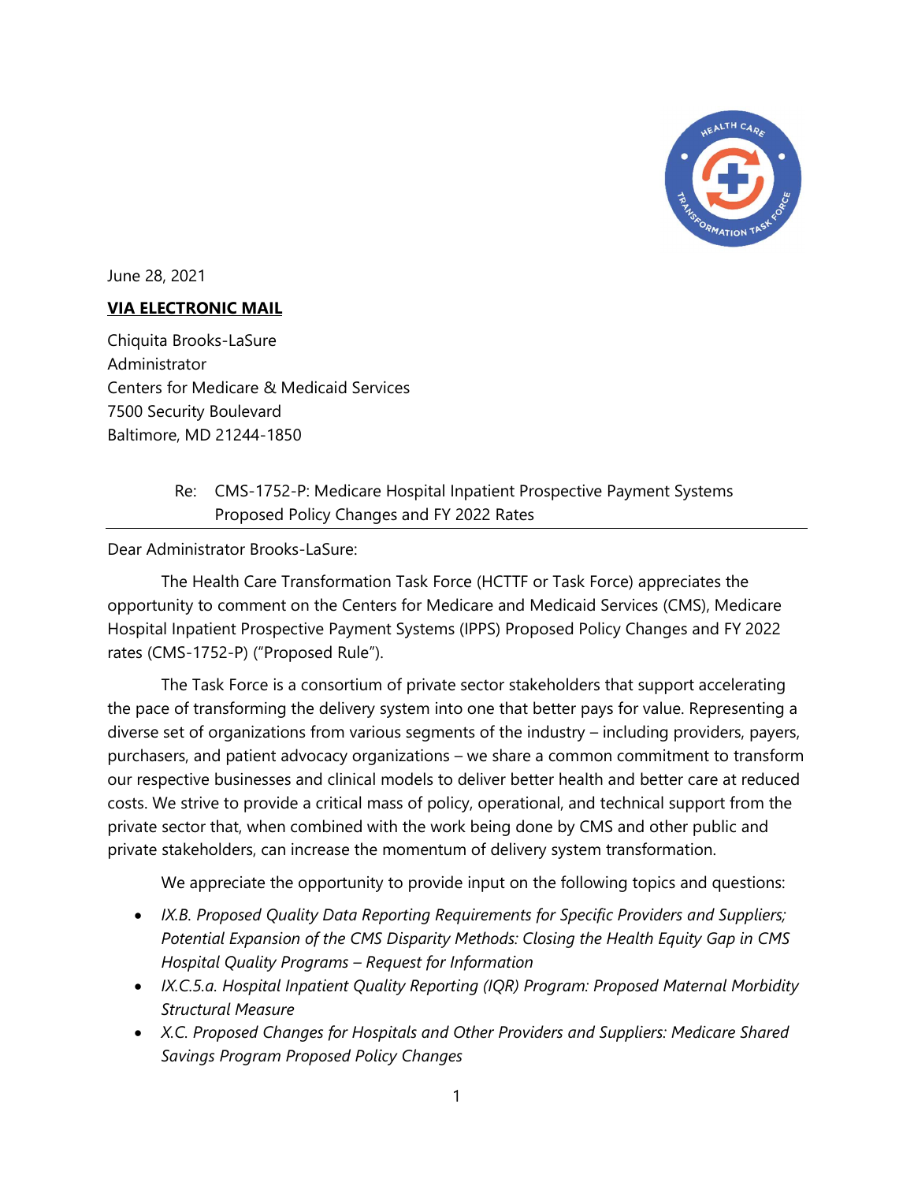June 28, 2021

**VIA ELECTRONIC MAIL**

Chiquita Brooks-LaSure
Administrator
Centers for Medicare & Medicaid Services
7500 Security Boulevard
Baltimore, MD 21244-1850

Re: CMS-1752-P: Medicare Hospital Inpatient Prospective Payment Systems Proposed Policy Changes and FY 2022 Rates

Dear Administrator Brooks-LaSure:

The Health Care Transformation Task Force (HCTTF or Task Force) appreciates the opportunity to comment on the Centers for Medicare and Medicaid Services (CMS), Medicare Hospital Inpatient Prospective Payment Systems (IPPS) Proposed Policy Changes and FY 2022 rates (CMS-1752-P) ("Proposed Rule").

The Task Force is a consortium of private sector stakeholders that support accelerating the pace of transforming the delivery system into one that better pays for value. Representing a diverse set of organizations from various segments of the industry – including providers, payers, purchasers, and patient advocacy organizations – we share a common commitment to transform our respective businesses and clinical models to deliver better health and better care at reduced costs. We strive to provide a critical mass of policy, operational, and technical support from the private sector that, when combined with the work being done by CMS and other public and private stakeholders, can increase the momentum of delivery system transformation.

We appreciate the opportunity to provide input on the following topics and questions:

- *IX.B. Proposed Quality Data Reporting Requirements for Specific Providers and Suppliers; Potential Expansion of the CMS Disparity Methods: Closing the Health Equity Gap in CMS Hospital Quality Programs – Request for Information*
- *IX.C.5.a. Hospital Inpatient Quality Reporting (IQR) Program: Proposed Maternal Morbidity Structural Measure*
- *X.C. Proposed Changes for Hospitals and Other Providers and Suppliers: Medicare Shared Savings Program Proposed Policy Changes*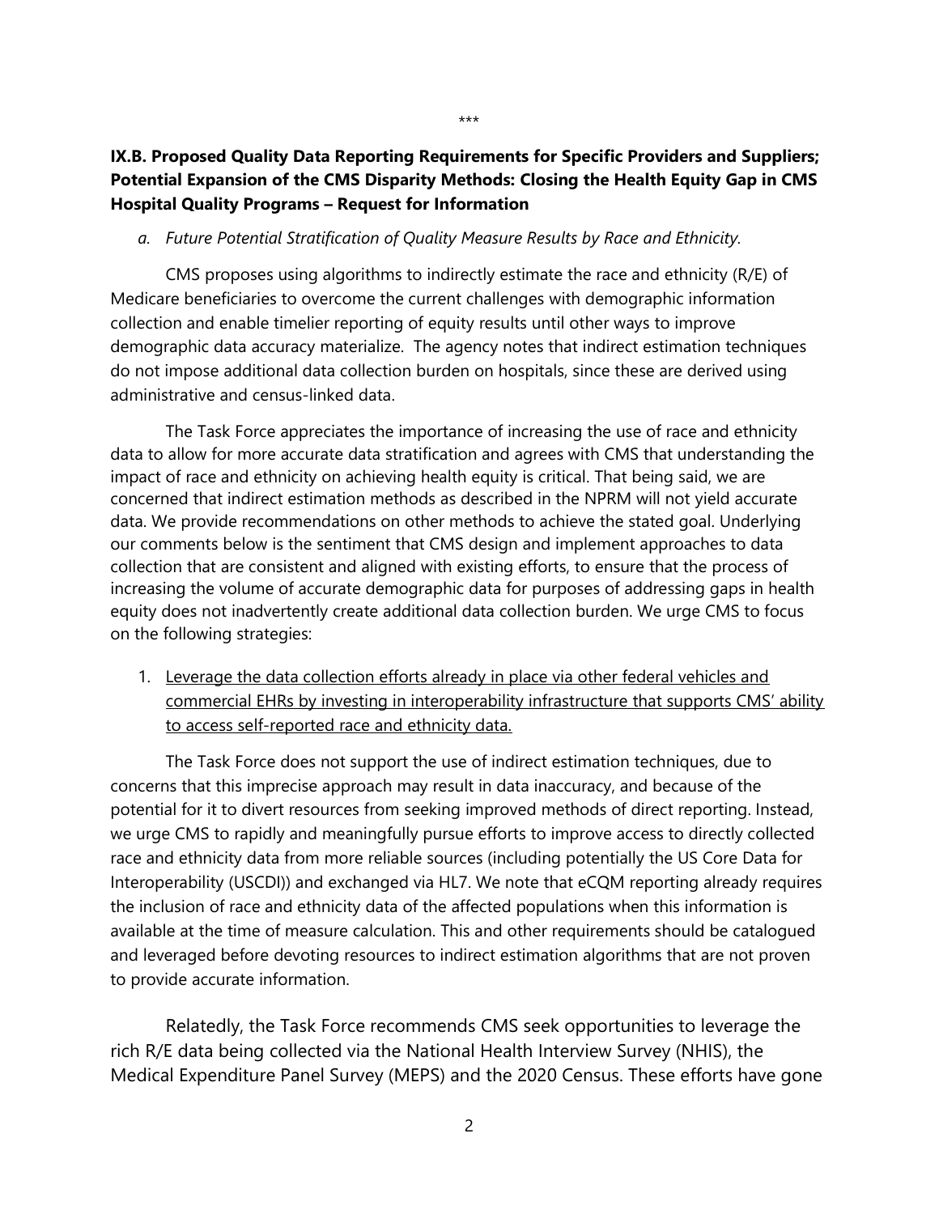\*\*\*

**IX.B. Proposed Quality Data Reporting Requirements for Specific Providers and Suppliers; Potential Expansion of the CMS Disparity Methods: Closing the Health Equity Gap in CMS Hospital Quality Programs – Request for Information**

*a. Future Potential Stratification of Quality Measure Results by Race and Ethnicity.*

CMS proposes using algorithms to indirectly estimate the race and ethnicity (R/E) of Medicare beneficiaries to overcome the current challenges with demographic information collection and enable timelier reporting of equity results until other ways to improve demographic data accuracy materialize. The agency notes that indirect estimation techniques do not impose additional data collection burden on hospitals, since these are derived using administrative and census-linked data.

The Task Force appreciates the importance of increasing the use of race and ethnicity data to allow for more accurate data stratification and agrees with CMS that understanding the impact of race and ethnicity on achieving health equity is critical. That being said, we are concerned that indirect estimation methods as described in the NPRM will not yield accurate data. We provide recommendations on other methods to achieve the stated goal. Underlying our comments below is the sentiment that CMS design and implement approaches to data collection that are consistent and aligned with existing efforts, to ensure that the process of increasing the volume of accurate demographic data for purposes of addressing gaps in health equity does not inadvertently create additional data collection burden. We urge CMS to focus on the following strategies:

1. <u>Leverage the data collection efforts already in place via other federal vehicles and commercial EHRs by investing in interoperability infrastructure that supports CMS' ability to access self-reported race and ethnicity data.</u>

The Task Force does not support the use of indirect estimation techniques, due to concerns that this imprecise approach may result in data inaccuracy, and because of the potential for it to divert resources from seeking improved methods of direct reporting. Instead, we urge CMS to rapidly and meaningfully pursue efforts to improve access to directly collected race and ethnicity data from more reliable sources (including potentially the US Core Data for Interoperability (USCDI)) and exchanged via HL7. We note that eCQM reporting already requires the inclusion of race and ethnicity data of the affected populations when this information is available at the time of measure calculation. This and other requirements should be catalogued and leveraged before devoting resources to indirect estimation algorithms that are not proven to provide accurate information.

Relatedly, the Task Force recommends CMS seek opportunities to leverage the rich R/E data being collected via the National Health Interview Survey (NHIS), the Medical Expenditure Panel Survey (MEPS) and the 2020 Census. These efforts have gone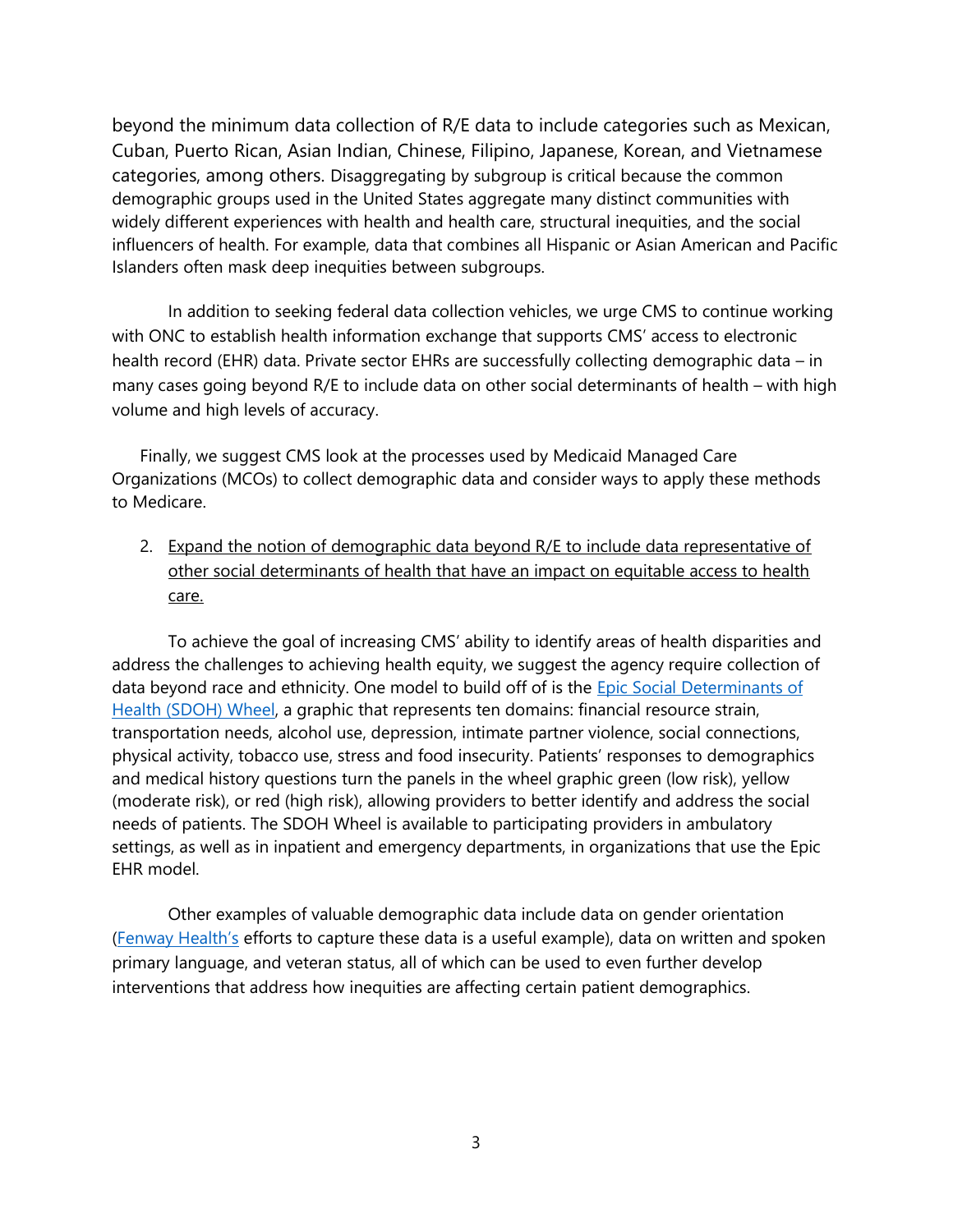beyond the minimum data collection of R/E data to include categories such as Mexican, Cuban, Puerto Rican, Asian Indian, Chinese, Filipino, Japanese, Korean, and Vietnamese categories, among others. Disaggregating by subgroup is critical because the common demographic groups used in the United States aggregate many distinct communities with widely different experiences with health and health care, structural inequities, and the social influencers of health. For example, data that combines all Hispanic or Asian American and Pacific Islanders often mask deep inequities between subgroups.

In addition to seeking federal data collection vehicles, we urge CMS to continue working with ONC to establish health information exchange that supports CMS' access to electronic health record (EHR) data. Private sector EHRs are successfully collecting demographic data – in many cases going beyond R/E to include data on other social determinants of health – with high volume and high levels of accuracy.

Finally, we suggest CMS look at the processes used by Medicaid Managed Care Organizations (MCOs) to collect demographic data and consider ways to apply these methods to Medicare.

2. <u>Expand the notion of demographic data beyond R/E to include data representative of other social determinants of health that have an impact on equitable access to health care.</u>

To achieve the goal of increasing CMS' ability to identify areas of health disparities and address the challenges to achieving health equity, we suggest the agency require collection of data beyond race and ethnicity. One model to build off of is the Epic Social Determinants of Health (SDOH) Wheel, a graphic that represents ten domains: financial resource strain, transportation needs, alcohol use, depression, intimate partner violence, social connections, physical activity, tobacco use, stress and food insecurity. Patients' responses to demographics and medical history questions turn the panels in the wheel graphic green (low risk), yellow (moderate risk), or red (high risk), allowing providers to better identify and address the social needs of patients. The SDOH Wheel is available to participating providers in ambulatory settings, as well as in inpatient and emergency departments, in organizations that use the Epic EHR model.

Other examples of valuable demographic data include data on gender orientation (Fenway Health's efforts to capture these data is a useful example), data on written and spoken primary language, and veteran status, all of which can be used to even further develop interventions that address how inequities are affecting certain patient demographics.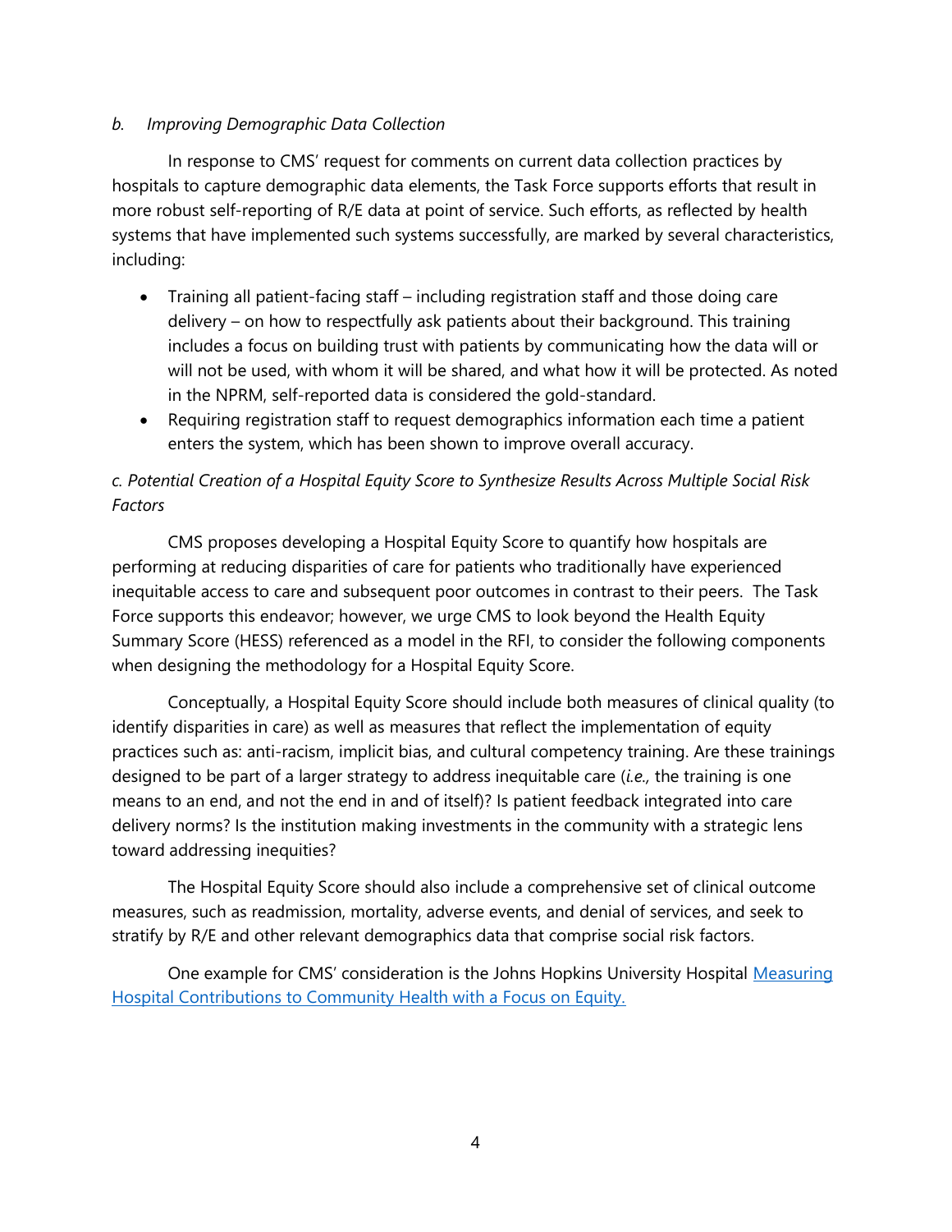*b. Improving Demographic Data Collection*

In response to CMS' request for comments on current data collection practices by hospitals to capture demographic data elements, the Task Force supports efforts that result in more robust self-reporting of R/E data at point of service. Such efforts, as reflected by health systems that have implemented such systems successfully, are marked by several characteristics, including:

- Training all patient-facing staff – including registration staff and those doing care delivery – on how to respectfully ask patients about their background. This training includes a focus on building trust with patients by communicating how the data will or will not be used, with whom it will be shared, and what how it will be protected. As noted in the NPRM, self-reported data is considered the gold-standard.
- Requiring registration staff to request demographics information each time a patient enters the system, which has been shown to improve overall accuracy.

*c. Potential Creation of a Hospital Equity Score to Synthesize Results Across Multiple Social Risk Factors*

CMS proposes developing a Hospital Equity Score to quantify how hospitals are performing at reducing disparities of care for patients who traditionally have experienced inequitable access to care and subsequent poor outcomes in contrast to their peers. The Task Force supports this endeavor; however, we urge CMS to look beyond the Health Equity Summary Score (HESS) referenced as a model in the RFI, to consider the following components when designing the methodology for a Hospital Equity Score.

Conceptually, a Hospital Equity Score should include both measures of clinical quality (to identify disparities in care) as well as measures that reflect the implementation of equity practices such as: anti-racism, implicit bias, and cultural competency training. Are these trainings designed to be part of a larger strategy to address inequitable care (*i.e.,* the training is one means to an end, and not the end in and of itself)? Is patient feedback integrated into care delivery norms? Is the institution making investments in the community with a strategic lens toward addressing inequities?

The Hospital Equity Score should also include a comprehensive set of clinical outcome measures, such as readmission, mortality, adverse events, and denial of services, and seek to stratify by R/E and other relevant demographics data that comprise social risk factors.

One example for CMS' consideration is the Johns Hopkins University Hospital [Measuring Hospital Contributions to Community Health with a Focus on Equity.]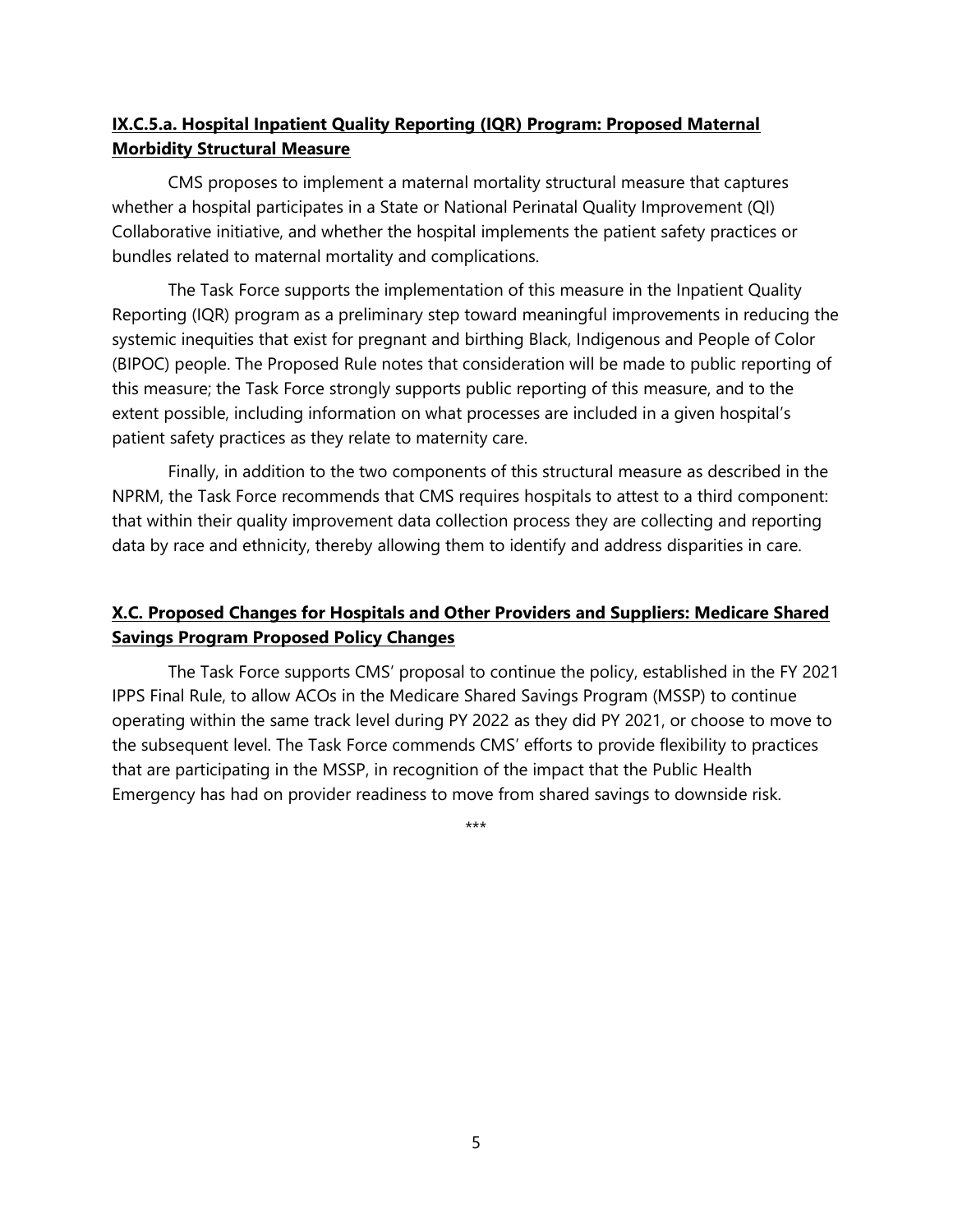**IX.C.5.a. Hospital Inpatient Quality Reporting (IQR) Program: Proposed Maternal Morbidity Structural Measure**

CMS proposes to implement a maternal mortality structural measure that captures whether a hospital participates in a State or National Perinatal Quality Improvement (QI) Collaborative initiative, and whether the hospital implements the patient safety practices or bundles related to maternal mortality and complications.

The Task Force supports the implementation of this measure in the Inpatient Quality Reporting (IQR) program as a preliminary step toward meaningful improvements in reducing the systemic inequities that exist for pregnant and birthing Black, Indigenous and People of Color (BIPOC) people. The Proposed Rule notes that consideration will be made to public reporting of this measure; the Task Force strongly supports public reporting of this measure, and to the extent possible, including information on what processes are included in a given hospital's patient safety practices as they relate to maternity care.

Finally, in addition to the two components of this structural measure as described in the NPRM, the Task Force recommends that CMS requires hospitals to attest to a third component: that within their quality improvement data collection process they are collecting and reporting data by race and ethnicity, thereby allowing them to identify and address disparities in care.

**X.C. Proposed Changes for Hospitals and Other Providers and Suppliers: Medicare Shared Savings Program Proposed Policy Changes**

The Task Force supports CMS' proposal to continue the policy, established in the FY 2021 IPPS Final Rule, to allow ACOs in the Medicare Shared Savings Program (MSSP) to continue operating within the same track level during PY 2022 as they did PY 2021, or choose to move to the subsequent level. The Task Force commends CMS' efforts to provide flexibility to practices that are participating in the MSSP, in recognition of the impact that the Public Health Emergency has had on provider readiness to move from shared savings to downside risk.

\*\*\*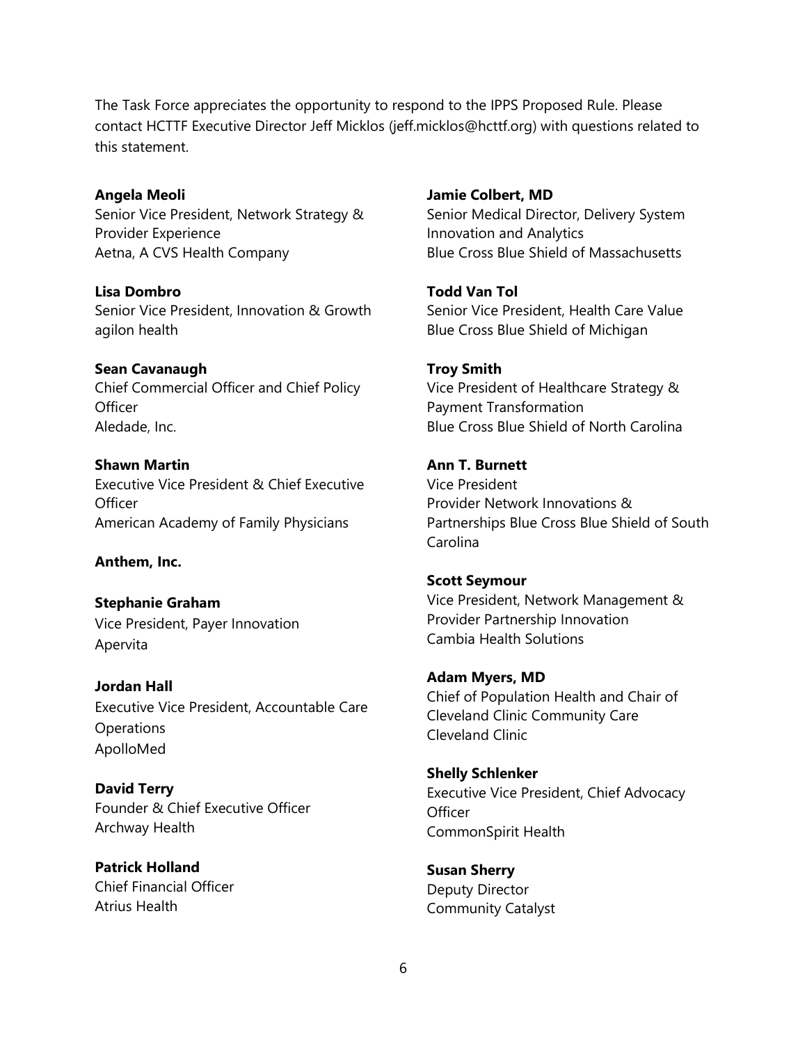The Task Force appreciates the opportunity to respond to the IPPS Proposed Rule. Please contact HCTTF Executive Director Jeff Micklos (jeff.micklos@hcttf.org) with questions related to this statement.

**Angela Meoli**
Senior Vice President, Network Strategy & Provider Experience
Aetna, A CVS Health Company

**Lisa Dombro**
Senior Vice President, Innovation & Growth
agilon health

**Sean Cavanaugh**
Chief Commercial Officer and Chief Policy Officer
Aledade, Inc.

**Shawn Martin**
Executive Vice President & Chief Executive Officer
American Academy of Family Physicians

**Anthem, Inc.**

**Stephanie Graham**
Vice President, Payer Innovation
Apervita

**Jordan Hall**
Executive Vice President, Accountable Care Operations
ApolloMed

**David Terry**
Founder & Chief Executive Officer
Archway Health

**Patrick Holland**
Chief Financial Officer
Atrius Health

**Jamie Colbert, MD**
Senior Medical Director, Delivery System Innovation and Analytics
Blue Cross Blue Shield of Massachusetts

**Todd Van Tol**
Senior Vice President, Health Care Value
Blue Cross Blue Shield of Michigan

**Troy Smith**
Vice President of Healthcare Strategy & Payment Transformation
Blue Cross Blue Shield of North Carolina

**Ann T. Burnett**
Vice President
Provider Network Innovations & Partnerships Blue Cross Blue Shield of South Carolina

**Scott Seymour**
Vice President, Network Management & Provider Partnership Innovation
Cambia Health Solutions

**Adam Myers, MD**
Chief of Population Health and Chair of Cleveland Clinic Community Care
Cleveland Clinic

**Shelly Schlenker**
Executive Vice President, Chief Advocacy Officer
CommonSpirit Health

**Susan Sherry**
Deputy Director
Community Catalyst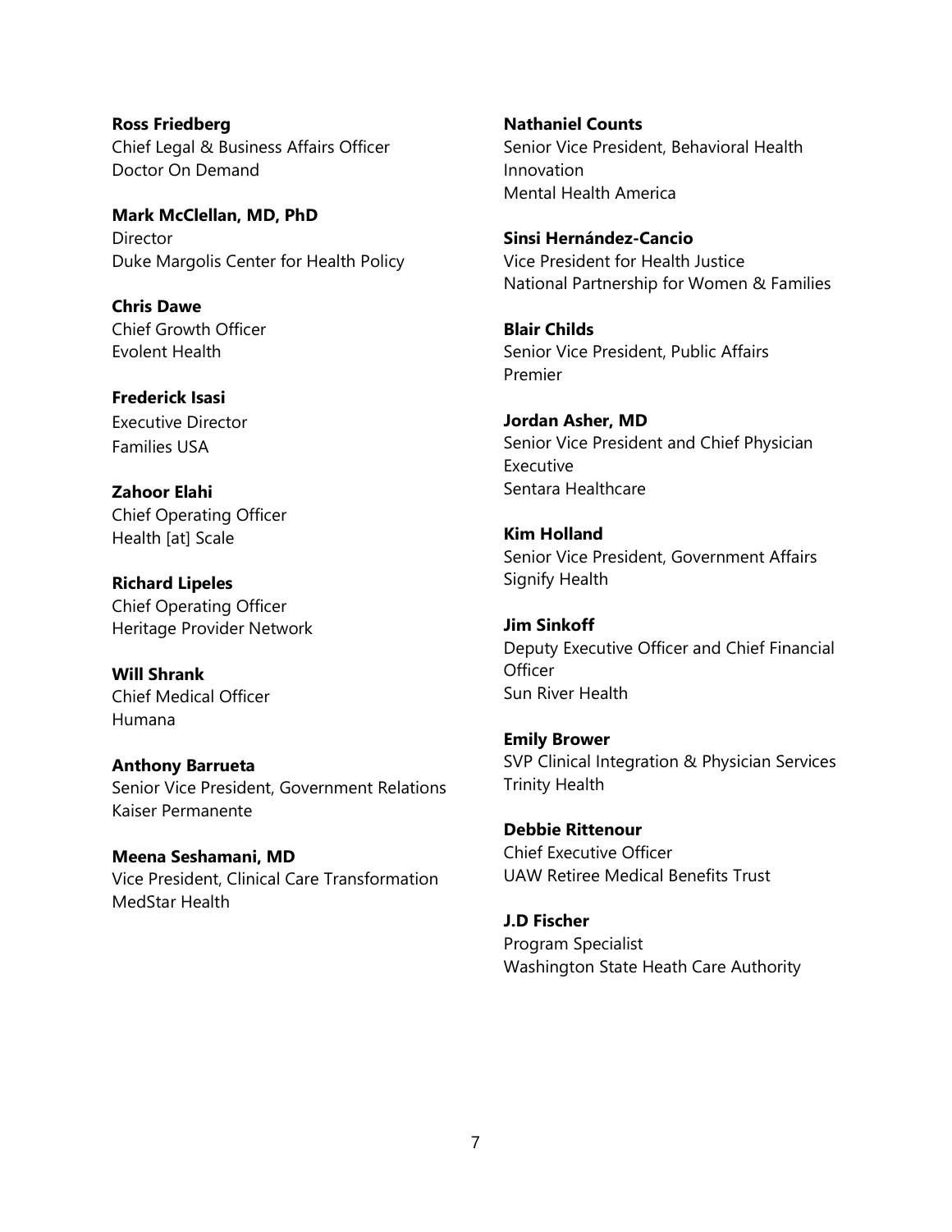**Ross Friedberg**
Chief Legal & Business Affairs Officer
Doctor On Demand

**Mark McClellan, MD, PhD**
Director
Duke Margolis Center for Health Policy

**Chris Dawe**
Chief Growth Officer
Evolent Health

**Frederick Isasi**
Executive Director
Families USA

**Zahoor Elahi**
Chief Operating Officer
Health [at] Scale

**Richard Lipeles**
Chief Operating Officer
Heritage Provider Network

**Will Shrank**
Chief Medical Officer
Humana

**Anthony Barrueta**
Senior Vice President, Government Relations
Kaiser Permanente

**Meena Seshamani, MD**
Vice President, Clinical Care Transformation
MedStar Health

**Nathaniel Counts**
Senior Vice President, Behavioral Health Innovation
Mental Health America

**Sinsi Hernández-Cancio**
Vice President for Health Justice
National Partnership for Women & Families

**Blair Childs**
Senior Vice President, Public Affairs
Premier

**Jordan Asher, MD**
Senior Vice President and Chief Physician Executive
Sentara Healthcare

**Kim Holland**
Senior Vice President, Government Affairs
Signify Health

**Jim Sinkoff**
Deputy Executive Officer and Chief Financial Officer
Sun River Health

**Emily Brower**
SVP Clinical Integration & Physician Services
Trinity Health

**Debbie Rittenour**
Chief Executive Officer
UAW Retiree Medical Benefits Trust

**J.D Fischer**
Program Specialist
Washington State Heath Care Authority